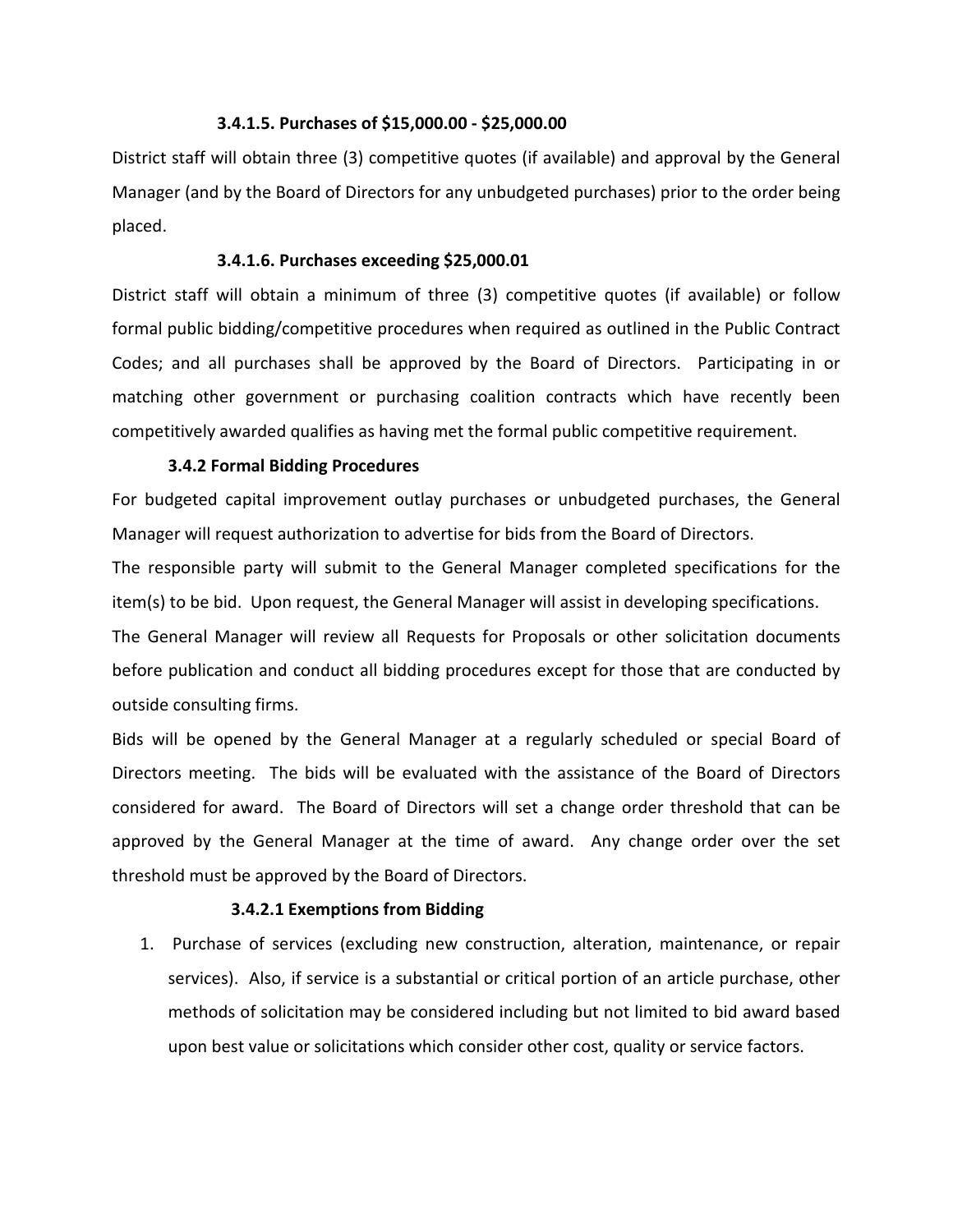#### 3.4.1.5. Purchases of $15,000.00 - $25,000.00

District staff will obtain three (3) competitive quotes (if available) and approval by the General Manager (and by the Board of Directors for any unbudgeted purchases) prior to the order being placed.

#### 3.4.1.6. Purchases exceeding $25,000.01

District staff will obtain a minimum of three (3) competitive quotes (if available) or follow formal public bidding/competitive procedures when required as outlined in the Public Contract Codes; and all purchases shall be approved by the Board of Directors. Participating in or matching other government or purchasing coalition contracts which have recently been competitively awarded qualifies as having met the formal public competitive requirement.

### 3.4.2 Formal Bidding Procedures

For budgeted capital improvement outlay purchases or unbudgeted purchases, the General Manager will request authorization to advertise for bids from the Board of Directors.

The responsible party will submit to the General Manager completed specifications for the item(s) to be bid. Upon request, the General Manager will assist in developing specifications.

The General Manager will review all Requests for Proposals or other solicitation documents before publication and conduct all bidding procedures except for those that are conducted by outside consulting firms.

Bids will be opened by the General Manager at a regularly scheduled or special Board of Directors meeting. The bids will be evaluated with the assistance of the Board of Directors considered for award. The Board of Directors will set a change order threshold that can be approved by the General Manager at the time of award. Any change order over the set threshold must be approved by the Board of Directors.

#### 3.4.2.1 Exemptions from Bidding

1. Purchase of services (excluding new construction, alteration, maintenance, or repair services). Also, if service is a substantial or critical portion of an article purchase, other methods of solicitation may be considered including but not limited to bid award based upon best value or solicitations which consider other cost, quality or service factors.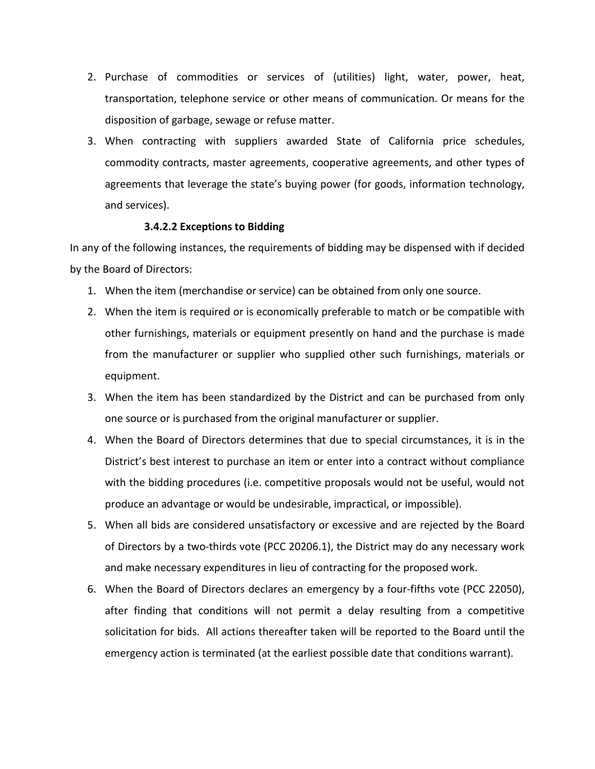2. Purchase of commodities or services of (utilities) light, water, power, heat, transportation, telephone service or other means of communication. Or means for the disposition of garbage, sewage or refuse matter.
3. When contracting with suppliers awarded State of California price schedules, commodity contracts, master agreements, cooperative agreements, and other types of agreements that leverage the state's buying power (for goods, information technology, and services).

#### 3.4.2.2 Exceptions to Bidding

In any of the following instances, the requirements of bidding may be dispensed with if decided by the Board of Directors:

1. When the item (merchandise or service) can be obtained from only one source.
2. When the item is required or is economically preferable to match or be compatible with other furnishings, materials or equipment presently on hand and the purchase is made from the manufacturer or supplier who supplied other such furnishings, materials or equipment.
3. When the item has been standardized by the District and can be purchased from only one source or is purchased from the original manufacturer or supplier.
4. When the Board of Directors determines that due to special circumstances, it is in the District's best interest to purchase an item or enter into a contract without compliance with the bidding procedures (i.e. competitive proposals would not be useful, would not produce an advantage or would be undesirable, impractical, or impossible).
5. When all bids are considered unsatisfactory or excessive and are rejected by the Board of Directors by a two-thirds vote (PCC 20206.1), the District may do any necessary work and make necessary expenditures in lieu of contracting for the proposed work.
6. When the Board of Directors declares an emergency by a four-fifths vote (PCC 22050), after finding that conditions will not permit a delay resulting from a competitive solicitation for bids. All actions thereafter taken will be reported to the Board until the emergency action is terminated (at the earliest possible date that conditions warrant).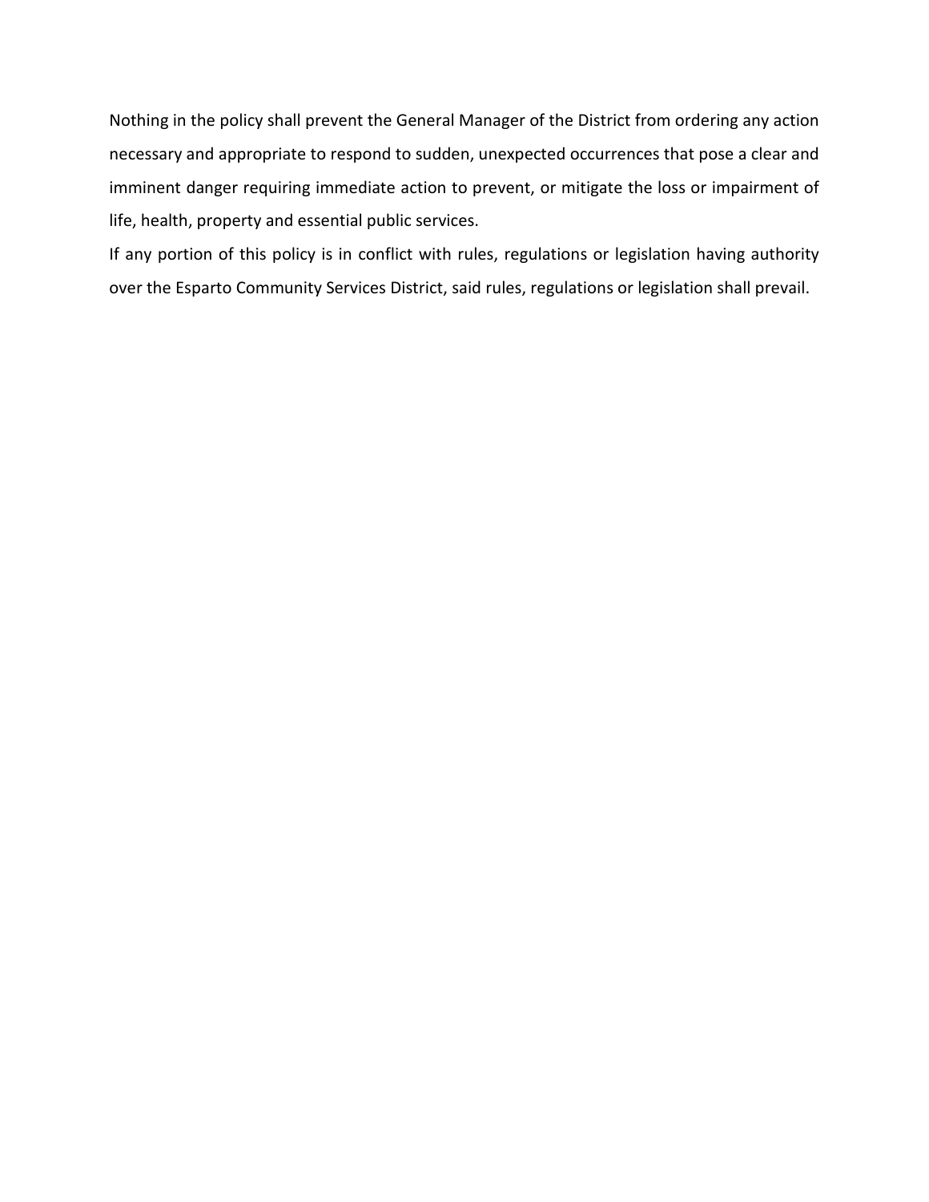Nothing in the policy shall prevent the General Manager of the District from ordering any action necessary and appropriate to respond to sudden, unexpected occurrences that pose a clear and imminent danger requiring immediate action to prevent, or mitigate the loss or impairment of life, health, property and essential public services.

If any portion of this policy is in conflict with rules, regulations or legislation having authority over the Esparto Community Services District, said rules, regulations or legislation shall prevail.